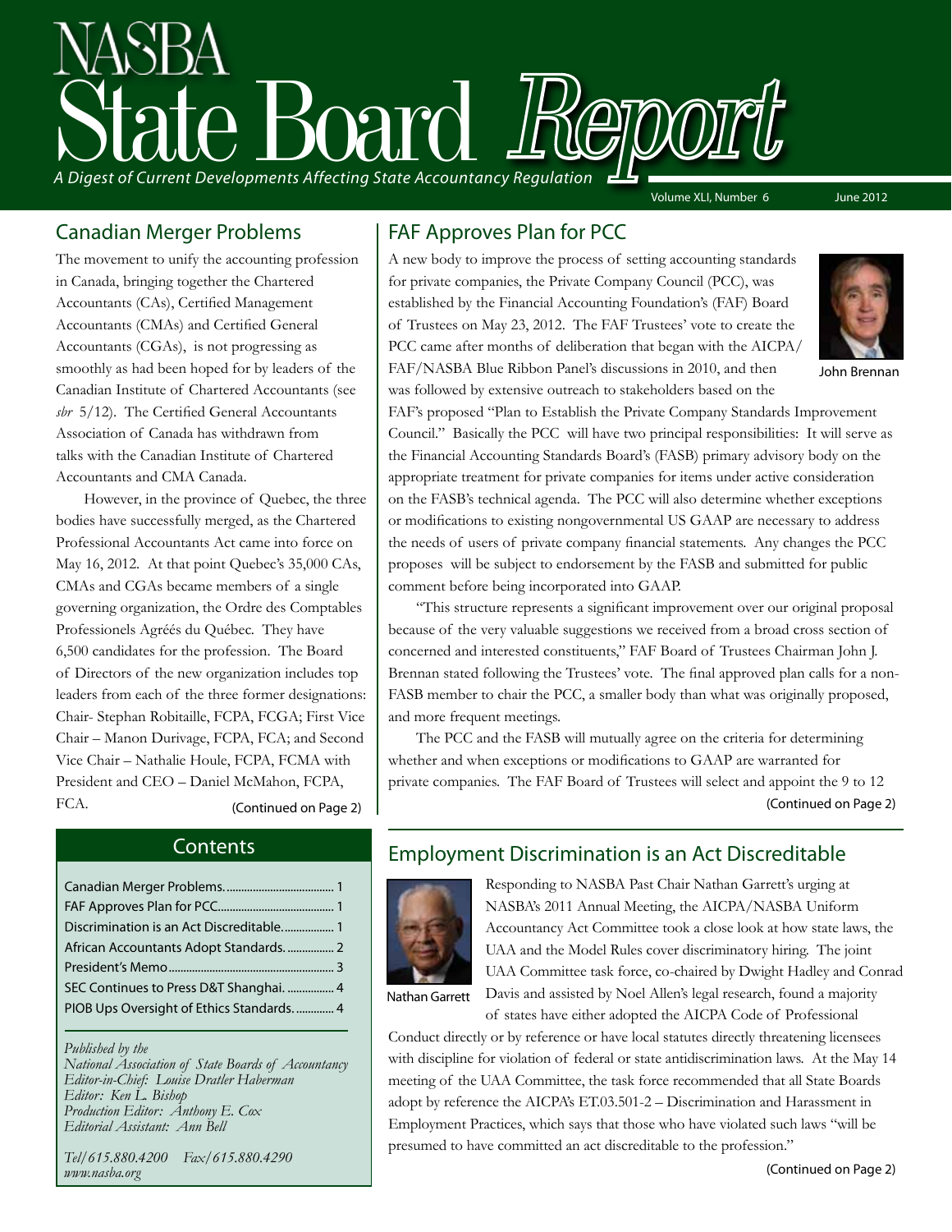# NASBA State Board Report

*A Digest of Current Developments Affecting State Accountancy Regulation*

Volume XLI, Number 6 — June 2012

## Canadian Merger Problems

The movement to unify the accounting profession in Canada, bringing together the Chartered Accountants (CAs), Certified Management Accountants (CMAs) and Certified General Accountants (CGAs), is not progressing as smoothly as had been hoped for by leaders of the Canadian Institute of Chartered Accountants (see *sbr* 5/12). The Certified General Accountants Association of Canada has withdrawn from talks with the Canadian Institute of Chartered Accountants and CMA Canada.

However, in the province of Quebec, the three bodies have successfully merged, as the Chartered Professional Accountants Act came into force on May 16, 2012. At that point Quebec's 35,000 CAs, CMAs and CGAs became members of a single governing organization, the Ordre des Comptables Professionels Agréés du Québec. They have 6,500 candidates for the profession. The Board of Directors of the new organization includes top leaders from each of the three former designations: Chair- Stephan Robitaille, FCPA, FCGA; First Vice Chair – Manon Durivage, FCPA, FCA; and Second Vice Chair – Nathalie Houle, FCPA, FCMA with President and CEO – Daniel McMahon, FCPA, FCA.

(Continued on Page 2)

## FAF Approves Plan for PCC

A new body to improve the process of setting accounting standards for private companies, the Private Company Council (PCC), was established by the Financial Accounting Foundation's (FAF) Board of Trustees on May 23, 2012. The FAF Trustees' vote to create the PCC came after months of deliberation that began with the AICPA/FAF/NASBA Blue Ribbon Panel's discussions in 2010, and then was followed by extensive outreach to stakeholders based on the FAF's proposed "Plan to Establish the Private Company Standards Improvement Council." Basically the PCC will have two principal responsibilities: It will serve as the Financial Accounting Standards Board's (FASB) primary advisory body on the appropriate treatment for private companies for items under active consideration on the FASB's technical agenda. The PCC will also determine whether exceptions or modifications to existing nongovernmental US GAAP are necessary to address the needs of users of private company financial statements. Any changes the PCC proposes will be subject to endorsement by the FASB and submitted for public comment before being incorporated into GAAP.

John Brennan

"This structure represents a significant improvement over our original proposal because of the very valuable suggestions we received from a broad cross section of concerned and interested constituents," FAF Board of Trustees Chairman John J. Brennan stated following the Trustees' vote. The final approved plan calls for a non-FASB member to chair the PCC, a smaller body than what was originally proposed, and more frequent meetings.

The PCC and the FASB will mutually agree on the criteria for determining whether and when exceptions or modifications to GAAP are warranted for private companies. The FAF Board of Trustees will select and appoint the 9 to 12

(Continued on Page 2)

## Contents

| | |
|---|---|
| Canadian Merger Problems | 1 |
| FAF Approves Plan for PCC | 1 |
| Discrimination is an Act Discreditable | 1 |
| African Accountants Adopt Standards | 2 |
| President's Memo | 3 |
| SEC Continues to Press D&T Shanghai | 4 |
| PIOB Ups Oversight of Ethics Standards | 4 |

*Published by the*
*National Association of State Boards of Accountancy*
*Editor-in-Chief: Louise Dratler Haberman*
*Editor: Ken L. Bishop*
*Production Editor: Anthony E. Cox*
*Editorial Assistant: Ann Bell*

*Tel/615.880.4200 Fax/615.880.4290*
*www.nasba.org*

## Employment Discrimination is an Act Discreditable

Nathan Garrett

Responding to NASBA Past Chair Nathan Garrett's urging at NASBA's 2011 Annual Meeting, the AICPA/NASBA Uniform Accountancy Act Committee took a close look at how state laws, the UAA and the Model Rules cover discriminatory hiring. The joint UAA Committee task force, co-chaired by Dwight Hadley and Conrad Davis and assisted by Noel Allen's legal research, found a majority of states have either adopted the AICPA Code of Professional Conduct directly or by reference or have local statutes directly threatening licensees with discipline for violation of federal or state antidiscrimination laws. At the May 14 meeting of the UAA Committee, the task force recommended that all State Boards adopt by reference the AICPA's ET.03.501-2 – Discrimination and Harassment in Employment Practices, which says that those who have violated such laws "will be presumed to have committed an act discreditable to the profession."

(Continued on Page 2)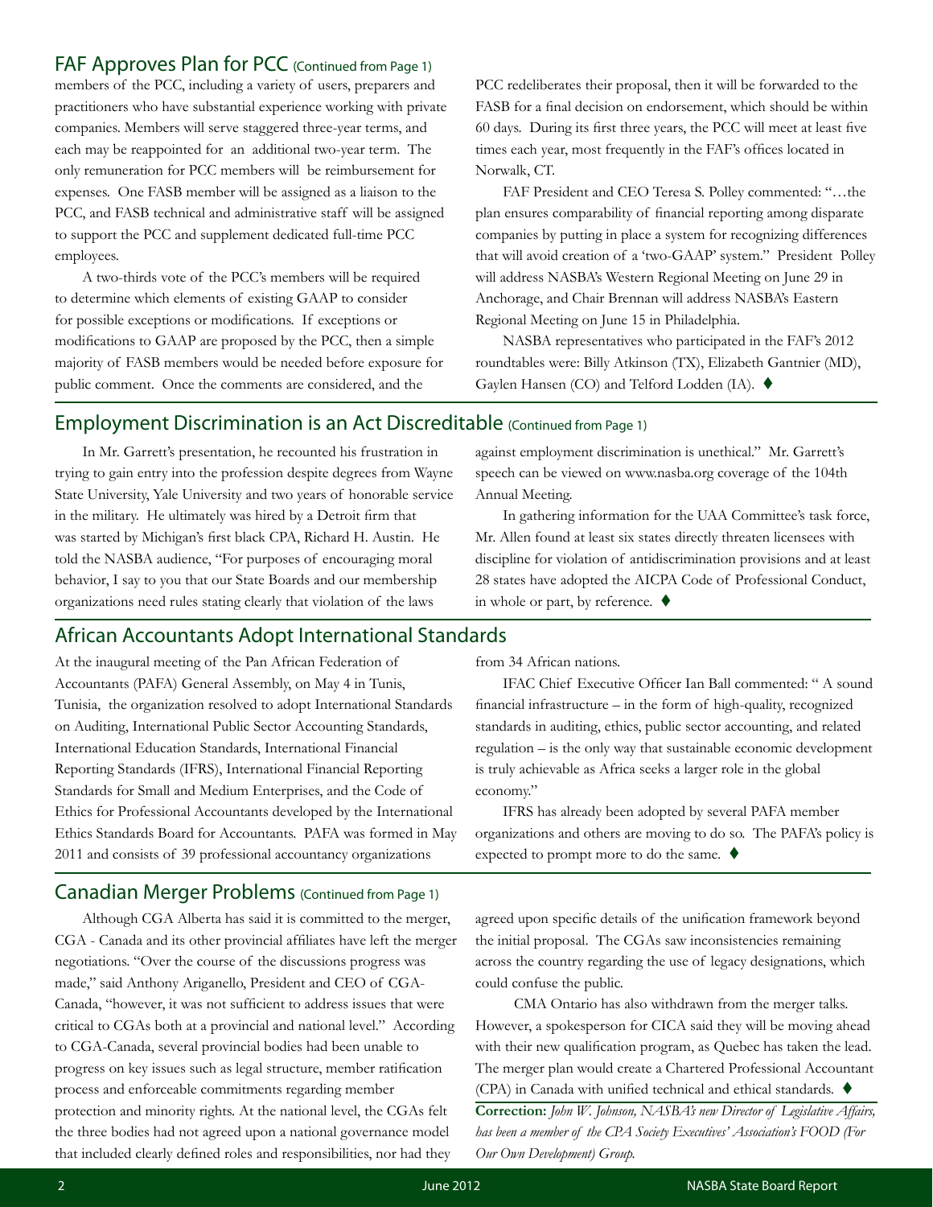## FAF Approves Plan for PCC (Continued from Page 1)

members of the PCC, including a variety of users, preparers and practitioners who have substantial experience working with private companies. Members will serve staggered three-year terms, and each may be reappointed for an additional two-year term. The only remuneration for PCC members will be reimbursement for expenses. One FASB member will be assigned as a liaison to the PCC, and FASB technical and administrative staff will be assigned to support the PCC and supplement dedicated full-time PCC employees.

A two-thirds vote of the PCC's members will be required to determine which elements of existing GAAP to consider for possible exceptions or modifications. If exceptions or modifications to GAAP are proposed by the PCC, then a simple majority of FASB members would be needed before exposure for public comment. Once the comments are considered, and the PCC redeliberates their proposal, then it will be forwarded to the FASB for a final decision on endorsement, which should be within 60 days. During its first three years, the PCC will meet at least five times each year, most frequently in the FAF's offices located in Norwalk, CT.

FAF President and CEO Teresa S. Polley commented: "…the plan ensures comparability of financial reporting among disparate companies by putting in place a system for recognizing differences that will avoid creation of a 'two-GAAP' system." President Polley will address NASBA's Western Regional Meeting on June 29 in Anchorage, and Chair Brennan will address NASBA's Eastern Regional Meeting on June 15 in Philadelphia.

NASBA representatives who participated in the FAF's 2012 roundtables were: Billy Atkinson (TX), Elizabeth Gantnier (MD), Gaylen Hansen (CO) and Telford Lodden (IA). ♦

## Employment Discrimination is an Act Discreditable (Continued from Page 1)

In Mr. Garrett's presentation, he recounted his frustration in trying to gain entry into the profession despite degrees from Wayne State University, Yale University and two years of honorable service in the military. He ultimately was hired by a Detroit firm that was started by Michigan's first black CPA, Richard H. Austin. He told the NASBA audience, "For purposes of encouraging moral behavior, I say to you that our State Boards and our membership organizations need rules stating clearly that violation of the laws against employment discrimination is unethical." Mr. Garrett's speech can be viewed on www.nasba.org coverage of the 104th Annual Meeting.

In gathering information for the UAA Committee's task force, Mr. Allen found at least six states directly threaten licensees with discipline for violation of antidiscrimination provisions and at least 28 states have adopted the AICPA Code of Professional Conduct, in whole or part, by reference. ♦

## African Accountants Adopt International Standards

At the inaugural meeting of the Pan African Federation of Accountants (PAFA) General Assembly, on May 4 in Tunis, Tunisia, the organization resolved to adopt International Standards on Auditing, International Public Sector Accounting Standards, International Education Standards, International Financial Reporting Standards (IFRS), International Financial Reporting Standards for Small and Medium Enterprises, and the Code of Ethics for Professional Accountants developed by the International Ethics Standards Board for Accountants. PAFA was formed in May 2011 and consists of 39 professional accountancy organizations from 34 African nations.

IFAC Chief Executive Officer Ian Ball commented: " A sound financial infrastructure – in the form of high-quality, recognized standards in auditing, ethics, public sector accounting, and related regulation – is the only way that sustainable economic development is truly achievable as Africa seeks a larger role in the global economy."

IFRS has already been adopted by several PAFA member organizations and others are moving to do so. The PAFA's policy is expected to prompt more to do the same. ♦

## Canadian Merger Problems (Continued from Page 1)

Although CGA Alberta has said it is committed to the merger, CGA - Canada and its other provincial affiliates have left the merger negotiations. "Over the course of the discussions progress was made," said Anthony Ariganello, President and CEO of CGA-Canada, "however, it was not sufficient to address issues that were critical to CGAs both at a provincial and national level." According to CGA-Canada, several provincial bodies had been unable to progress on key issues such as legal structure, member ratification process and enforceable commitments regarding member protection and minority rights. At the national level, the CGAs felt the three bodies had not agreed upon a national governance model that included clearly defined roles and responsibilities, nor had they agreed upon specific details of the unification framework beyond the initial proposal. The CGAs saw inconsistencies remaining across the country regarding the use of legacy designations, which could confuse the public.

CMA Ontario has also withdrawn from the merger talks. However, a spokesperson for CICA said they will be moving ahead with their new qualification program, as Quebec has taken the lead. The merger plan would create a Chartered Professional Accountant (CPA) in Canada with unified technical and ethical standards. ♦

**Correction:** *John W. Johnson, NASBA's new Director of Legislative Affairs, has been a member of the CPA Society Executives' Association's FOOD (For Our Own Development) Group.*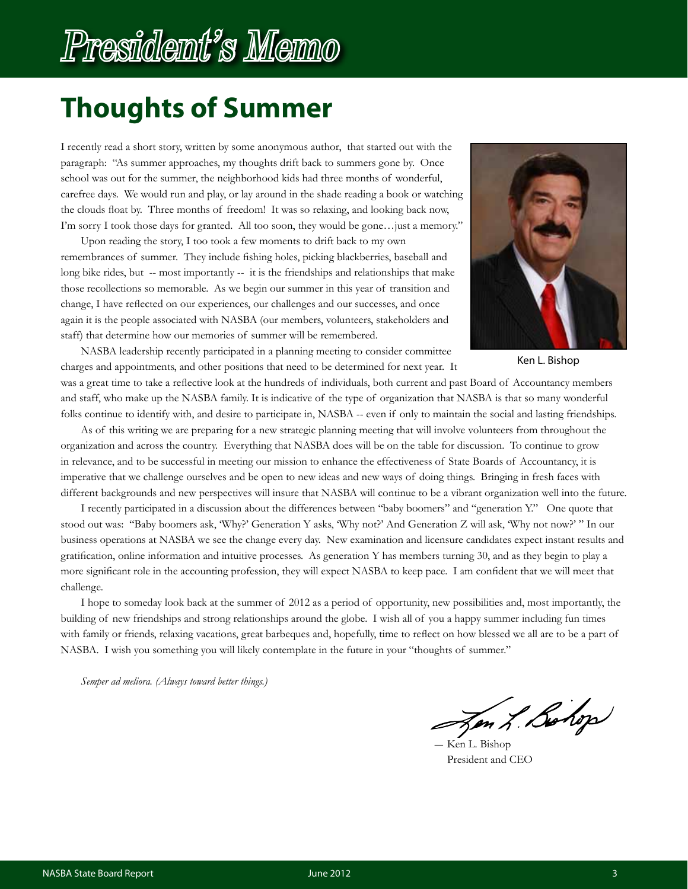# President's Memo

## Thoughts of Summer

I recently read a short story, written by some anonymous author, that started out with the paragraph: "As summer approaches, my thoughts drift back to summers gone by. Once school was out for the summer, the neighborhood kids had three months of wonderful, carefree days. We would run and play, or lay around in the shade reading a book or watching the clouds float by. Three months of freedom! It was so relaxing, and looking back now, I'm sorry I took those days for granted. All too soon, they would be gone…just a memory."

Upon reading the story, I too took a few moments to drift back to my own remembrances of summer. They include fishing holes, picking blackberries, baseball and long bike rides, but -- most importantly -- it is the friendships and relationships that make those recollections so memorable. As we begin our summer in this year of transition and change, I have reflected on our experiences, our challenges and our successes, and once again it is the people associated with NASBA (our members, volunteers, stakeholders and staff) that determine how our memories of summer will be remembered.

Ken L. Bishop

NASBA leadership recently participated in a planning meeting to consider committee charges and appointments, and other positions that need to be determined for next year. It was a great time to take a reflective look at the hundreds of individuals, both current and past Board of Accountancy members and staff, who make up the NASBA family. It is indicative of the type of organization that NASBA is that so many wonderful folks continue to identify with, and desire to participate in, NASBA -- even if only to maintain the social and lasting friendships.

As of this writing we are preparing for a new strategic planning meeting that will involve volunteers from throughout the organization and across the country. Everything that NASBA does will be on the table for discussion. To continue to grow in relevance, and to be successful in meeting our mission to enhance the effectiveness of State Boards of Accountancy, it is imperative that we challenge ourselves and be open to new ideas and new ways of doing things. Bringing in fresh faces with different backgrounds and new perspectives will insure that NASBA will continue to be a vibrant organization well into the future.

I recently participated in a discussion about the differences between "baby boomers" and "generation Y." One quote that stood out was: "Baby boomers ask, 'Why?' Generation Y asks, 'Why not?' And Generation Z will ask, 'Why not now?' " In our business operations at NASBA we see the change every day. New examination and licensure candidates expect instant results and gratification, online information and intuitive processes. As generation Y has members turning 30, and as they begin to play a more significant role in the accounting profession, they will expect NASBA to keep pace. I am confident that we will meet that challenge.

I hope to someday look back at the summer of 2012 as a period of opportunity, new possibilities and, most importantly, the building of new friendships and strong relationships around the globe. I wish all of you a happy summer including fun times with family or friends, relaxing vacations, great barbeques and, hopefully, time to reflect on how blessed we all are to be a part of NASBA. I wish you something you will likely contemplate in the future in your "thoughts of summer."

*Semper ad meliora. (Always toward better things.)*

— Ken L. Bishop
President and CEO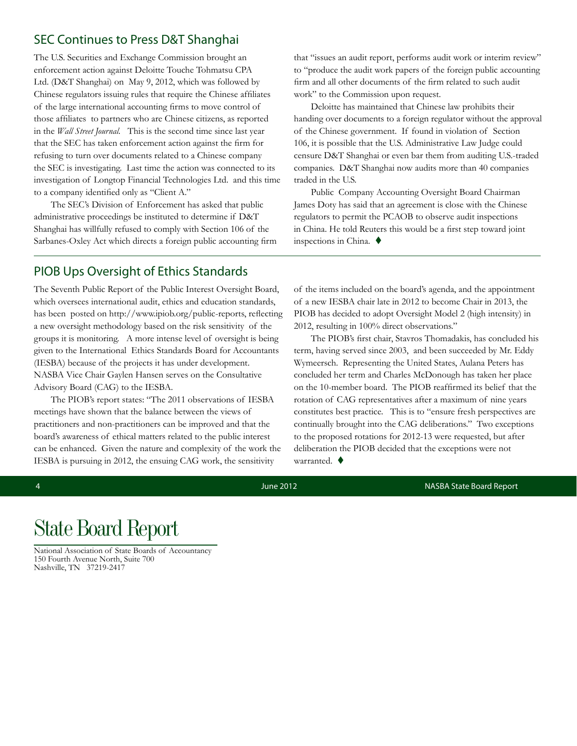## SEC Continues to Press D&T Shanghai

The U.S. Securities and Exchange Commission brought an enforcement action against Deloitte Touche Tohmatsu CPA Ltd. (D&T Shanghai) on May 9, 2012, which was followed by Chinese regulators issuing rules that require the Chinese affiliates of the large international accounting firms to move control of those affiliates to partners who are Chinese citizens, as reported in the *Wall Street Journal*. This is the second time since last year that the SEC has taken enforcement action against the firm for refusing to turn over documents related to a Chinese company the SEC is investigating. Last time the action was connected to its investigation of Longtop Financial Technologies Ltd. and this time to a company identified only as "Client A."

The SEC's Division of Enforcement has asked that public administrative proceedings be instituted to determine if D&T Shanghai has willfully refused to comply with Section 106 of the Sarbanes-Oxley Act which directs a foreign public accounting firm that "issues an audit report, performs audit work or interim review" to "produce the audit work papers of the foreign public accounting firm and all other documents of the firm related to such audit work" to the Commission upon request.

Deloitte has maintained that Chinese law prohibits their handing over documents to a foreign regulator without the approval of the Chinese government. If found in violation of Section 106, it is possible that the U.S. Administrative Law Judge could censure D&T Shanghai or even bar them from auditing U.S.-traded companies. D&T Shanghai now audits more than 40 companies traded in the U.S.

Public Company Accounting Oversight Board Chairman James Doty has said that an agreement is close with the Chinese regulators to permit the PCAOB to observe audit inspections in China. He told Reuters this would be a first step toward joint inspections in China. ♦

## PIOB Ups Oversight of Ethics Standards

The Seventh Public Report of the Public Interest Oversight Board, which oversees international audit, ethics and education standards, has been posted on http://www.ipiob.org/public-reports, reflecting a new oversight methodology based on the risk sensitivity of the groups it is monitoring. A more intense level of oversight is being given to the International Ethics Standards Board for Accountants (IESBA) because of the projects it has under development. NASBA Vice Chair Gaylen Hansen serves on the Consultative Advisory Board (CAG) to the IESBA.

The PIOB's report states: "The 2011 observations of IESBA meetings have shown that the balance between the views of practitioners and non-practitioners can be improved and that the board's awareness of ethical matters related to the public interest can be enhanced. Given the nature and complexity of the work the IESBA is pursuing in 2012, the ensuing CAG work, the sensitivity of the items included on the board's agenda, and the appointment of a new IESBA chair late in 2012 to become Chair in 2013, the PIOB has decided to adopt Oversight Model 2 (high intensity) in 2012, resulting in 100% direct observations."

The PIOB's first chair, Stavros Thomadakis, has concluded his term, having served since 2003, and been succeeded by Mr. Eddy Wymeersch. Representing the United States, Aulana Peters has concluded her term and Charles McDonough has taken her place on the 10-member board. The PIOB reaffirmed its belief that the rotation of CAG representatives after a maximum of nine years constitutes best practice. This is to "ensure fresh perspectives are continually brought into the CAG deliberations." Two exceptions to the proposed rotations for 2012-13 were requested, but after deliberation the PIOB decided that the exceptions were not warranted. ♦

# State Board Report

National Association of State Boards of Accountancy
150 Fourth Avenue North, Suite 700
Nashville, TN 37219-2417